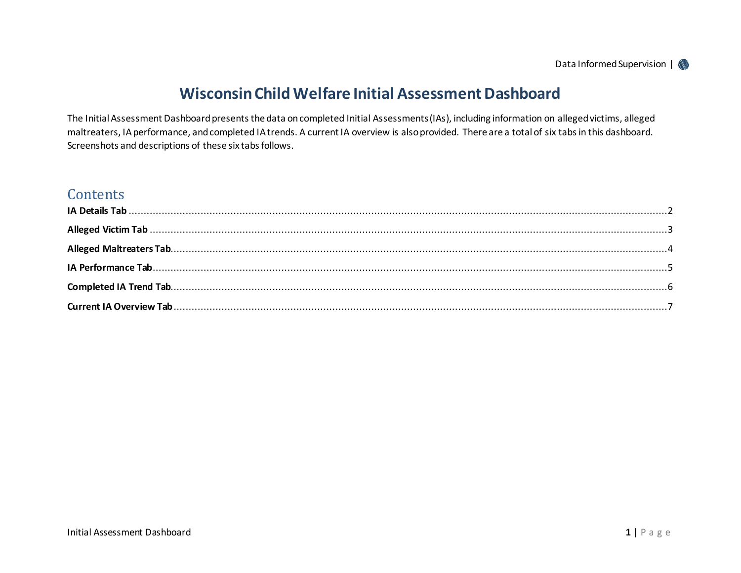# Wisconsin Child Welfare Initial Assessment Dashboard

The Initial Assessment Dashboard presents the data on completed Initial Assessments (IAs), including information on alleged victims, alleged maltreaters, IA performance, and completed IA trends. A current IA overview is also provided. There are a total of six tabs in this dashboard. Screenshots and descriptions of these six tabs follows.

## Contents

**IA Details Tab** ........................................................................................................ 2

**Alleged Victim Tab** ........................................................................................................ 3

**Alleged Maltreaters Tab** ........................................................................................................ 4

**IA Performance Tab** ........................................................................................................ 5

**Completed IA Trend Tab** ........................................................................................................ 6

**Current IA Overview Tab** ........................................................................................................ 7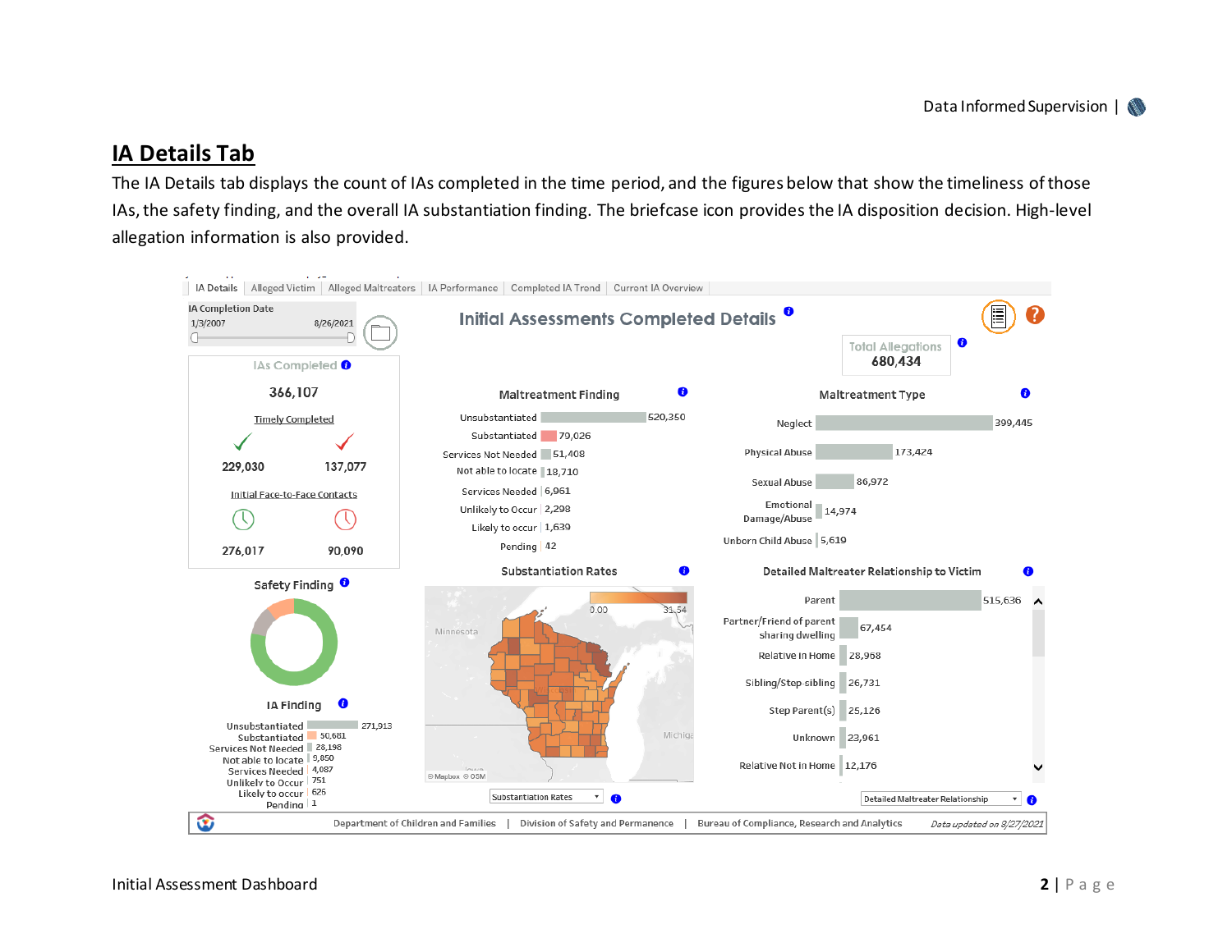## IA Details Tab

The IA Details tab displays the count of IAs completed in the time period, and the figures below that show the timeliness of those IAs, the safety finding, and the overall IA substantiation finding. The briefcase icon provides the IA disposition decision. High-level allegation information is also provided.

IA Details | Alleged Victim | Alleged Maltreaters | IA Performance | Completed IA Trend | Current IA Overview

IA Completion Date: 1/3/2007 – 8/26/2021

### Initial Assessments Completed Details

Total Allegations: 680,434

**IAs Completed**: 366,107

Timely Completed: 229,030 (✓) | 137,077 (✗)

Initial Face-to-Face Contacts: 276,017 | 90,090

**Safety Finding**

**IA Finding**

| IA Finding | Count |
|---|---|
| Unsubstantiated | 271,913 |
| Substantiated | 50,681 |
| Services Not Needed | 28,198 |
| Not able to locate | 9,850 |
| Services Needed | 4,087 |
| Unlikely to Occur | 751 |
| Likely to occur | 626 |
| Pending | 1 |

**Maltreatment Finding**

| Maltreatment Finding | Count |
|---|---|
| Unsubstantiated | 520,350 |
| Substantiated | 79,026 |
| Services Not Needed | 51,408 |
| Not able to locate | 18,710 |
| Services Needed | 6,961 |
| Unlikely to Occur | 2,298 |
| Likely to occur | 1,639 |
| Pending | 42 |

**Maltreatment Type**

| Maltreatment Type | Count |
|---|---|
| Neglect | 399,445 |
| Physical Abuse | 173,424 |
| Sexual Abuse | 86,972 |
| Emotional Damage/Abuse | 14,974 |
| Unborn Child Abuse | 5,619 |

**Substantiation Rates** (0.00 – 31.54)

Substantiation Rates ▾

**Detailed Maltreater Relationship to Victim**

| Relationship | Count |
|---|---|
| Parent | 515,636 |
| Partner/Friend of parent sharing dwelling | 67,454 |
| Relative In Home | 28,968 |
| Sibling/Step-sibling | 26,731 |
| Step Parent(s) | 25,126 |
| Unknown | 23,961 |
| Relative Not In Home | 12,176 |

Detailed Maltreater Relationship ▾

Department of Children and Families | Division of Safety and Permanence | Bureau of Compliance, Research and Analytics *Data updated on 8/27/2021*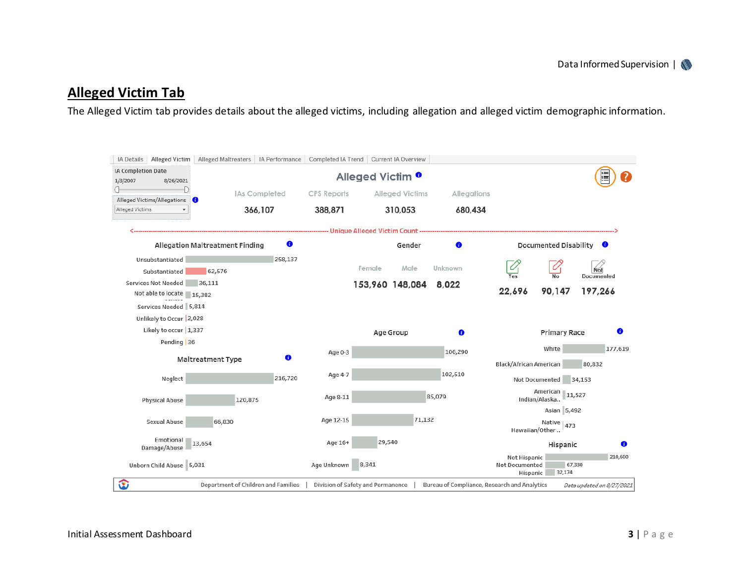## Alleged Victim Tab

The Alleged Victim tab provides details about the alleged victims, including allegation and alleged victim demographic information.

IA Details | Alleged Victim | Alleged Maltreaters | IA Performance | Completed IA Trend | Current IA Overview

IA Completion Date: 1/3/2007 – 8/26/2021

Alleged Victims/Allegations: Alleged Victims

### Alleged Victim

| IAs Completed | CPS Reports | Alleged Victims | Allegations |
|---|---|---|---|
| 366,107 | 388,871 | 310,053 | 680,434 |

<---------- Unique Alleged Victim Count ---------->

**Allegation Maltreatment Finding**

| Finding | Count |
|---|---|
| Unsubstantiated | 258,137 |
| Substantiated | 62,576 |
| Services Not Needed | 36,111 |
| Not able to locate | 15,382 |
| Services Needed | 5,814 |
| Unlikely to Occur | 2,028 |
| Likely to occur | 1,337 |
| Pending | 36 |

**Maltreatment Type**

| Type | Count |
|---|---|
| Neglect | 216,720 |
| Physical Abuse | 120,875 |
| Sexual Abuse | 66,830 |
| Emotional Damage/Abuse | 13,654 |
| Unborn Child Abuse | 5,031 |

**Gender**

| Female | Male | Unknown |
|---|---|---|
| 153,960 | 148,084 | 8,022 |

**Age Group**

| Age Group | Count |
|---|---|
| Age 0-3 | 106,290 |
| Age 4-7 | 102,510 |
| Age 8-11 | 85,079 |
| Age 12-15 | 71,132 |
| Age 16+ | 29,540 |
| Age Unknown | 8,341 |

**Documented Disability**

| Yes | No | Not Documented |
|---|---|---|
| 22,696 | 90,147 | 197,266 |

**Primary Race**

| Race | Count |
|---|---|
| White | 177,619 |
| Black/African American | 80,832 |
| Not Documented | 34,153 |
| American Indian/Alaska.. | 11,527 |
| Asian | 5,492 |
| Native Hawaiian/Other .. | 473 |

**Hispanic**

| Hispanic | Count |
|---|---|
| Not Hispanic | 210,600 |
| Not Documented Hispanic | 67,330 |
| Hispanic | 32,174 |

Department of Children and Families | Division of Safety and Permanence | Bureau of Compliance, Research and Analytics *Data updated on 8/27/2021*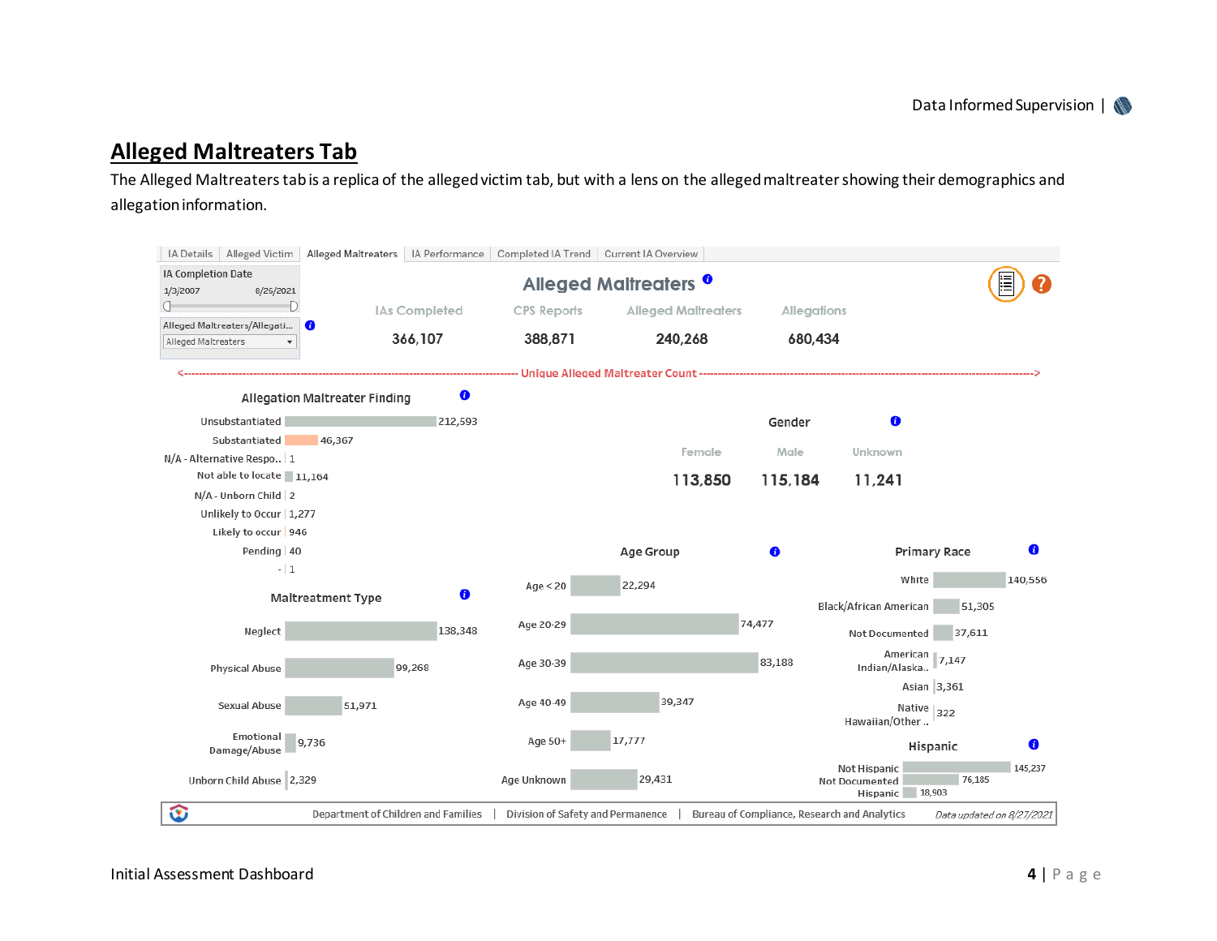## Alleged Maltreaters Tab

The Alleged Maltreaters tab is a replica of the alleged victim tab, but with a lens on the alleged maltreater showing their demographics and allegation information.

IA Details | Alleged Victim | Alleged Maltreaters | IA Performance | Completed IA Trend | Current IA Overview

IA Completion Date: 1/3/2007 – 8/26/2021

Alleged Maltreaters/Allegati...: Alleged Maltreaters

### Alleged Maltreaters

| IAs Completed | CPS Reports | Alleged Maltreaters | Allegations |
|---|---|---|---|
| 366,107 | 388,871 | 240,268 | 680,434 |

<---------- Unique Alleged Maltreater Count ---------->

**Allegation Maltreater Finding**

| Finding | Count |
|---|---|
| Unsubstantiated | 212,593 |
| Substantiated | 46,367 |
| N/A - Alternative Respo.. | 1 |
| Not able to locate | 11,164 |
| N/A - Unborn Child | 2 |
| Unlikely to Occur | 1,277 |
| Likely to occur | 946 |
| Pending | 40 |
| - | 1 |

**Gender**

| Female | Male | Unknown |
|---|---|---|
| 113,850 | 115,184 | 11,241 |

**Maltreatment Type**

| Type | Count |
|---|---|
| Neglect | 138,348 |
| Physical Abuse | 99,268 |
| Sexual Abuse | 51,971 |
| Emotional Damage/Abuse | 9,736 |
| Unborn Child Abuse | 2,329 |

**Age Group**

| Age Group | Count |
|---|---|
| Age < 20 | 22,294 |
| Age 20-29 | 74,477 |
| Age 30-39 | 83,188 |
| Age 40-49 | 39,347 |
| Age 50+ | 17,777 |
| Age Unknown | 29,431 |

**Primary Race**

| Race | Count |
|---|---|
| White | 140,556 |
| Black/African American | 51,305 |
| Not Documented | 37,611 |
| American Indian/Alaska.. | 7,147 |
| Asian | 3,361 |
| Native Hawaiian/Other .. | 322 |

**Hispanic**

| Hispanic | Count |
|---|---|
| Not Hispanic | 145,237 |
| Not Documented | 76,185 |
| Hispanic | 18,903 |

Department of Children and Families | Division of Safety and Permanence | Bureau of Compliance, Research and Analytics *Data updated on 8/27/2021*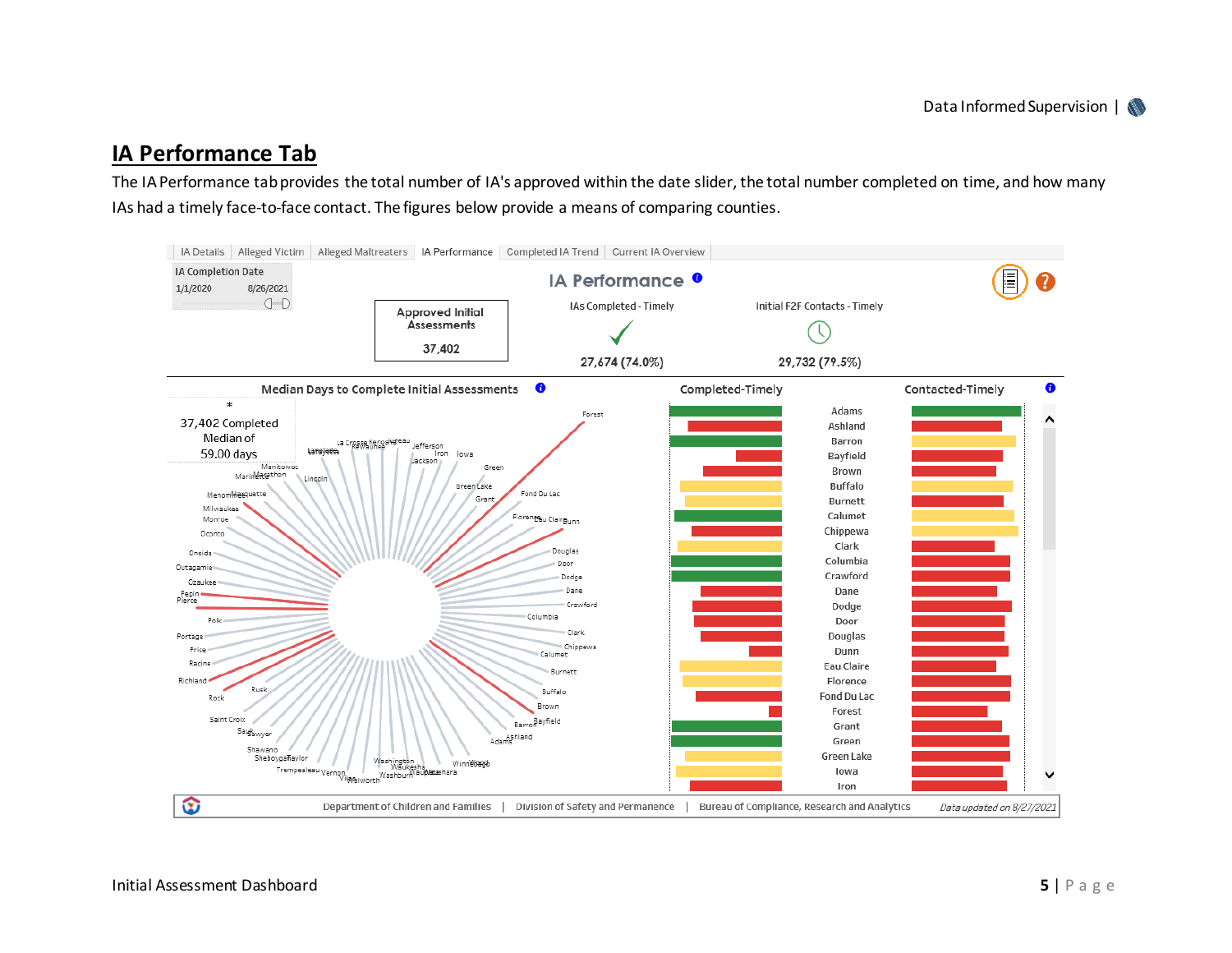## IA Performance Tab

The IA Performance tab provides the total number of IA's approved within the date slider, the total number completed on time, and how many IAs had a timely face-to-face contact. The figures below provide a means of comparing counties.

IA Details | Alleged Victim | Alleged Maltreaters | IA Performance | Completed IA Trend | Current IA Overview

IA Completion Date
1/1/2020 8/26/2021

**IA Performance**

| Approved Initial Assessments | IAs Completed - Timely | Initial F2F Contacts - Timely |
|---|---|---|
| 37,402 | 27,674 (74.0%) | 29,732 (79.5%) |

**Median Days to Complete Initial Assessments**

37,402 Completed
Median of
59.00 days

**Completed-Timely** | **Contacted-Timely**

Adams, Ashland, Barron, Bayfield, Brown, Buffalo, Burnett, Calumet, Chippewa, Clark, Columbia, Crawford, Dane, Dodge, Door, Douglas, Dunn, Eau Claire, Florence, Fond Du Lac, Forest, Grant, Green, Green Lake, Iowa, Iron

Department of Children and Families | Division of Safety and Permanence | Bureau of Compliance, Research and Analytics
*Data updated on 8/27/2021*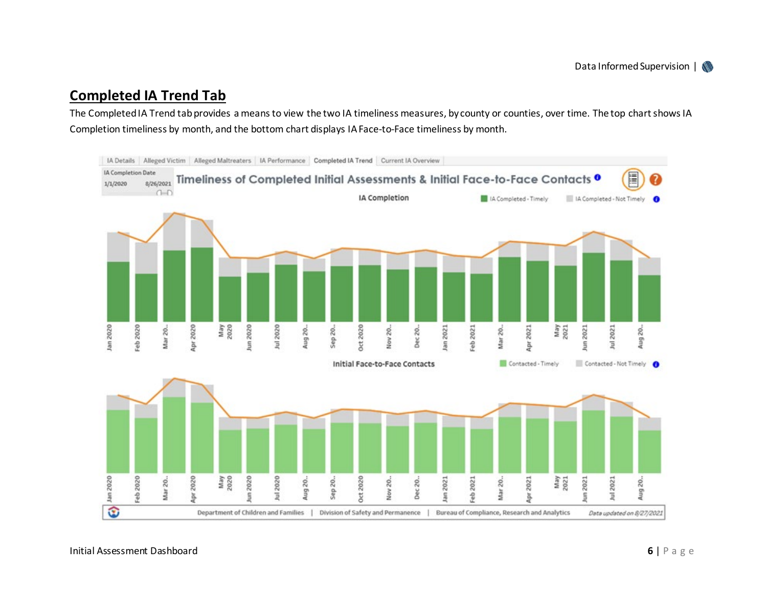## Completed IA Trend Tab

The Completed IA Trend tab provides a means to view the two IA timeliness measures, by county or counties, over time. The top chart shows IA Completion timeliness by month, and the bottom chart displays IA Face-to-Face timeliness by month.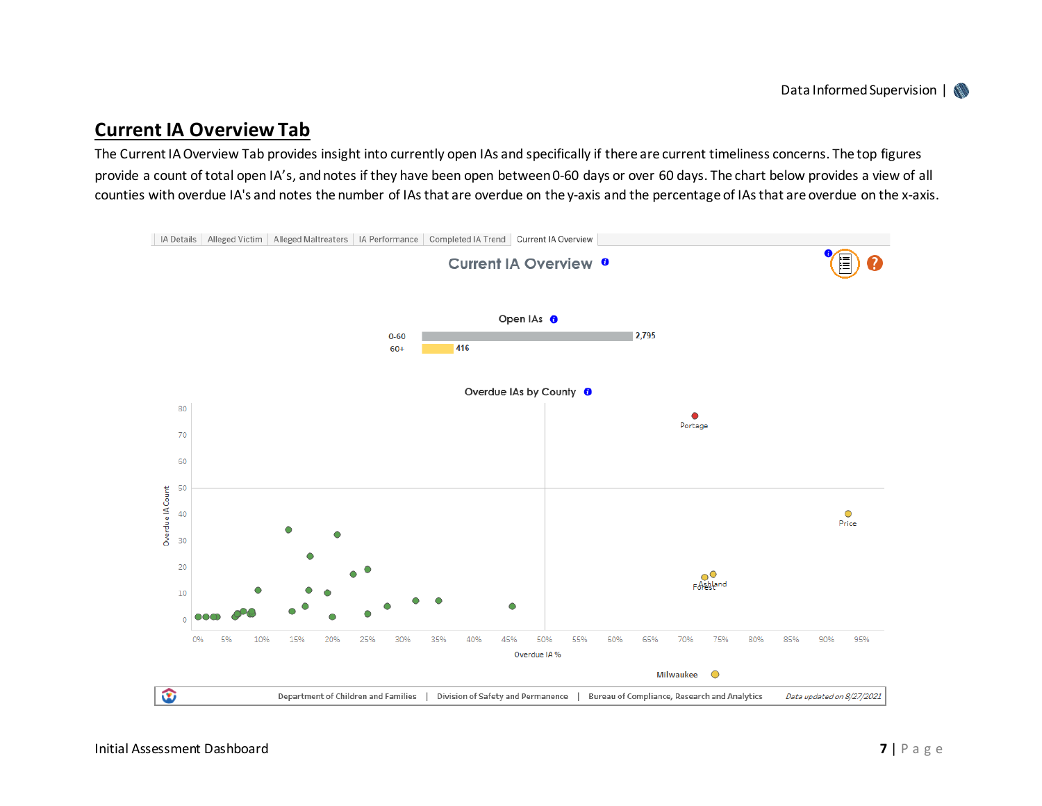## Current IA Overview Tab

The Current IA Overview Tab provides insight into currently open IAs and specifically if there are current timeliness concerns. The top figures provide a count of total open IA's, and notes if they have been open between 0-60 days or over 60 days. The chart below provides a view of all counties with overdue IA's and notes the number of IAs that are overdue on the y-axis and the percentage of IAs that are overdue on the x-axis.

IA Details | Alleged Victim | Alleged Maltreaters | IA Performance | Completed IA Trend | Current IA Overview

Current IA Overview

Open IAs

0-60
2,795
60+
416

Overdue IAs by County

Overdue IA Count
0
10
20
30
40
50
60
70
80

Overdue IA %
0% 5% 10% 15% 20% 25% 30% 35% 40% 45% 50% 55% 60% 65% 70% 75% 80% 85% 90% 95%

Portage
Price
Ashland
Forest
Milwaukee

Department of Children and Families | Division of Safety and Permanence | Bureau of Compliance, Research and Analytics *Data updated on 8/27/2021*